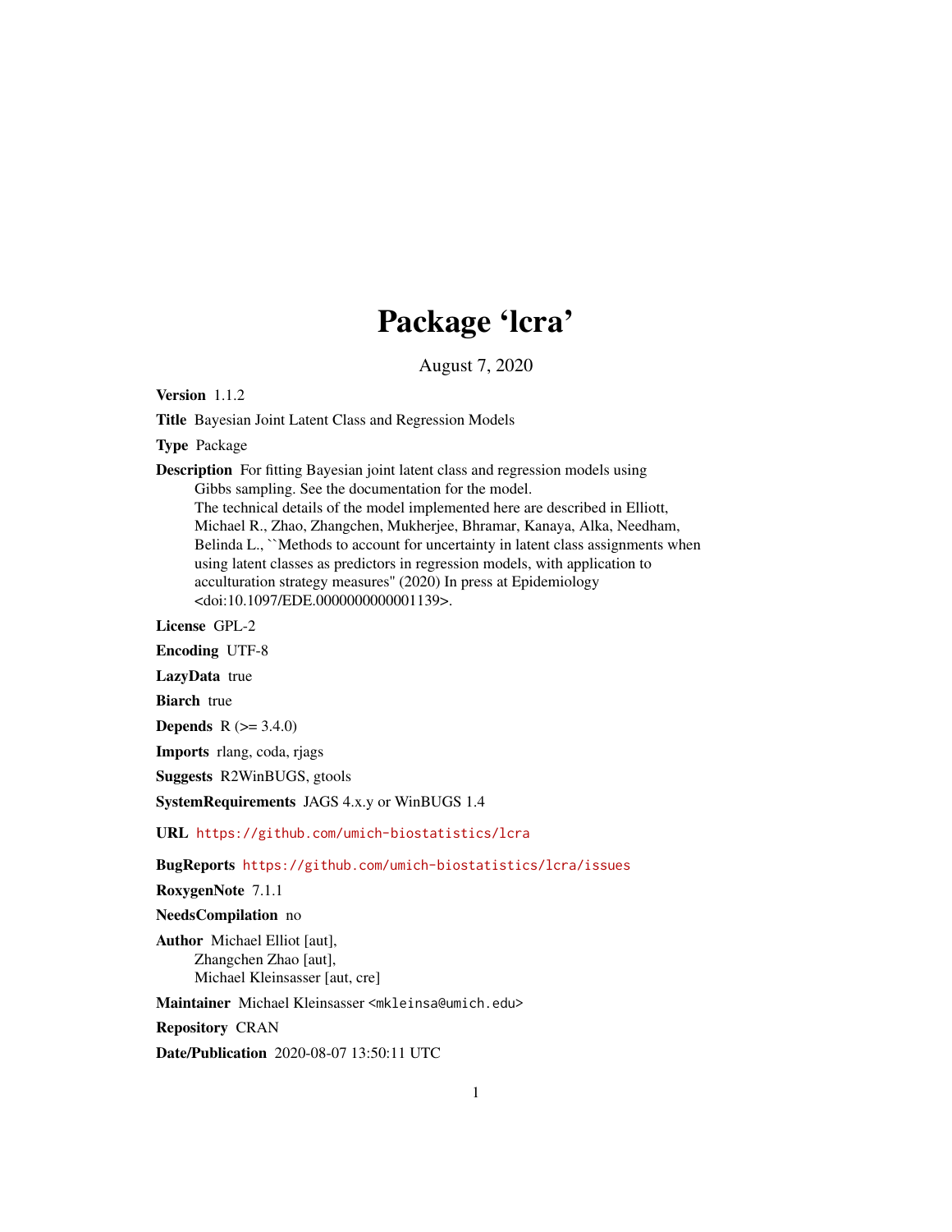# Package 'lcra'

August 7, 2020

**Version** 1.1.2

**Title** Bayesian Joint Latent Class and Regression Models

**Type** Package

**Description** For fitting Bayesian joint latent class and regression models using Gibbs sampling. See the documentation for the model. The technical details of the model implemented here are described in Elliott, Michael R., Zhao, Zhangchen, Mukherjee, Bhramar, Kanaya, Alka, Needham, Belinda L., ``Methods to account for uncertainty in latent class assignments when using latent classes as predictors in regression models, with application to acculturation strategy measures'' (2020) In press at Epidemiology <doi:10.1097/EDE.0000000000001139>.

**License** GPL-2

**Encoding** UTF-8

**LazyData** true

**Biarch** true

**Depends** R (>= 3.4.0)

**Imports** rlang, coda, rjags

**Suggests** R2WinBUGS, gtools

**SystemRequirements** JAGS 4.x.y or WinBUGS 1.4

**URL** https://github.com/umich-biostatistics/lcra

**BugReports** https://github.com/umich-biostatistics/lcra/issues

**RoxygenNote** 7.1.1

**NeedsCompilation** no

**Author** Michael Elliot [aut], Zhangchen Zhao [aut], Michael Kleinsasser [aut, cre]

**Maintainer** Michael Kleinsasser <mkleinsa@umich.edu>

**Repository** CRAN

**Date/Publication** 2020-08-07 13:50:11 UTC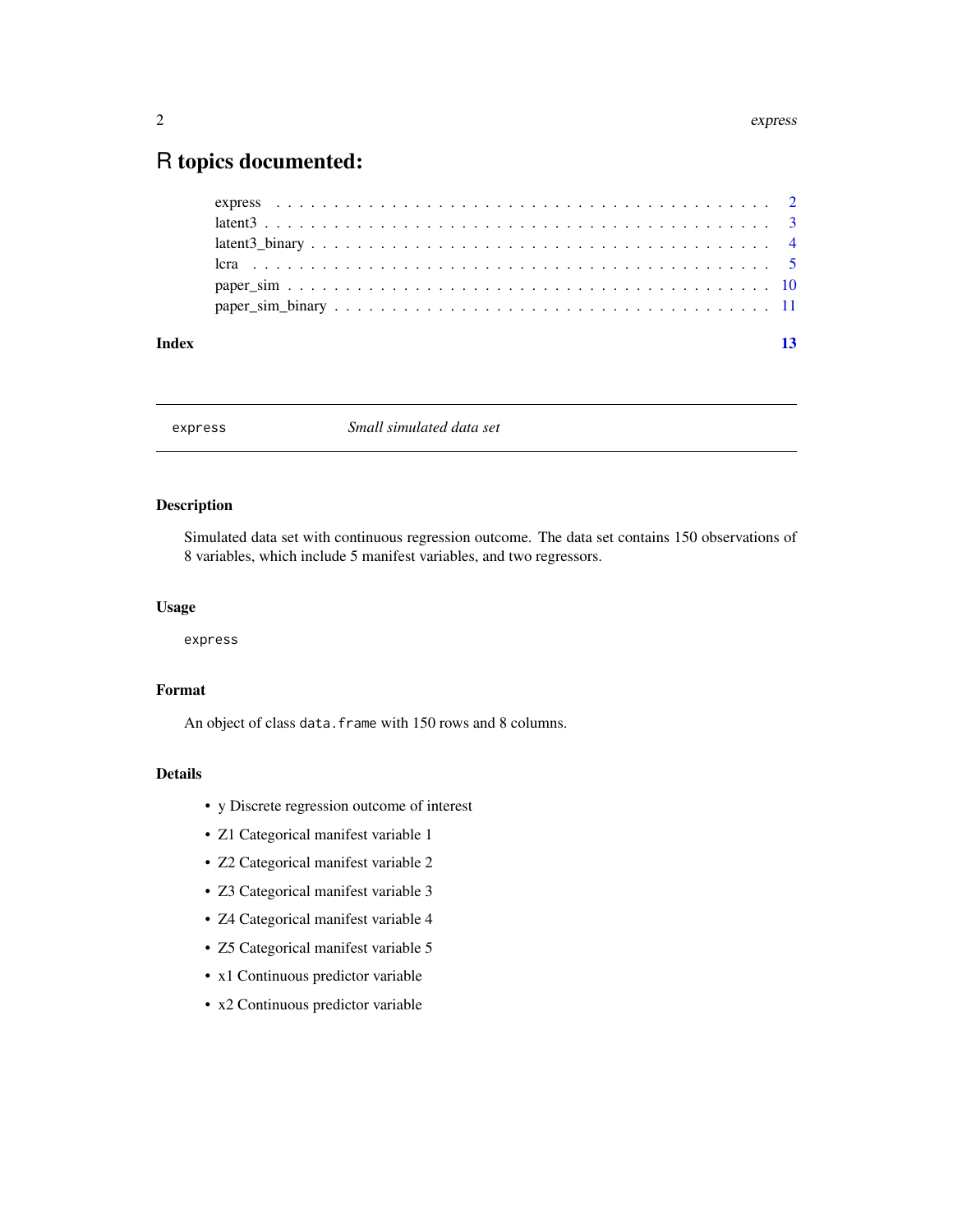# R topics documented:

express . . . . . . . . . . . . . . . . . . . . . . . . . . . . . . . . . . . . . . . . . . 2
latent3 . . . . . . . . . . . . . . . . . . . . . . . . . . . . . . . . . . . . . . . . . . 3
latent3_binary . . . . . . . . . . . . . . . . . . . . . . . . . . . . . . . . . . . . . 4
lcra . . . . . . . . . . . . . . . . . . . . . . . . . . . . . . . . . . . . . . . . . . . 5
paper_sim . . . . . . . . . . . . . . . . . . . . . . . . . . . . . . . . . . . . . . . . 10
paper_sim_binary . . . . . . . . . . . . . . . . . . . . . . . . . . . . . . . . . . . . 11

**Index** **13**

---

`express` *Small simulated data set*

---

## Description

Simulated data set with continuous regression outcome. The data set contains 150 observations of 8 variables, which include 5 manifest variables, and two regressors.

## Usage

```
express
```

## Format

An object of class `data.frame` with 150 rows and 8 columns.

## Details

- y Discrete regression outcome of interest
- Z1 Categorical manifest variable 1
- Z2 Categorical manifest variable 2
- Z3 Categorical manifest variable 3
- Z4 Categorical manifest variable 4
- Z5 Categorical manifest variable 5
- x1 Continuous predictor variable
- x2 Continuous predictor variable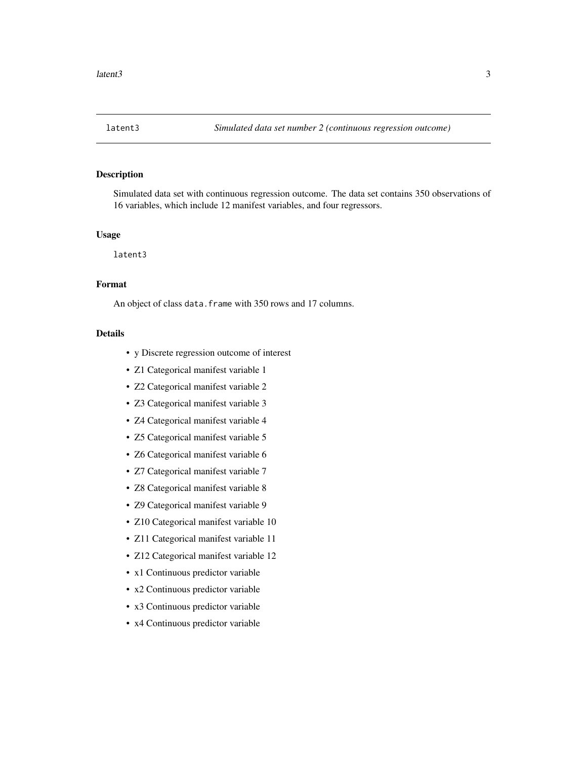## latent3 — *Simulated data set number 2 (continuous regression outcome)*

### Description

Simulated data set with continuous regression outcome. The data set contains 350 observations of 16 variables, which include 12 manifest variables, and four regressors.

### Usage

```
latent3
```

### Format

An object of class `data.frame` with 350 rows and 17 columns.

### Details

- y Discrete regression outcome of interest
- Z1 Categorical manifest variable 1
- Z2 Categorical manifest variable 2
- Z3 Categorical manifest variable 3
- Z4 Categorical manifest variable 4
- Z5 Categorical manifest variable 5
- Z6 Categorical manifest variable 6
- Z7 Categorical manifest variable 7
- Z8 Categorical manifest variable 8
- Z9 Categorical manifest variable 9
- Z10 Categorical manifest variable 10
- Z11 Categorical manifest variable 11
- Z12 Categorical manifest variable 12
- x1 Continuous predictor variable
- x2 Continuous predictor variable
- x3 Continuous predictor variable
- x4 Continuous predictor variable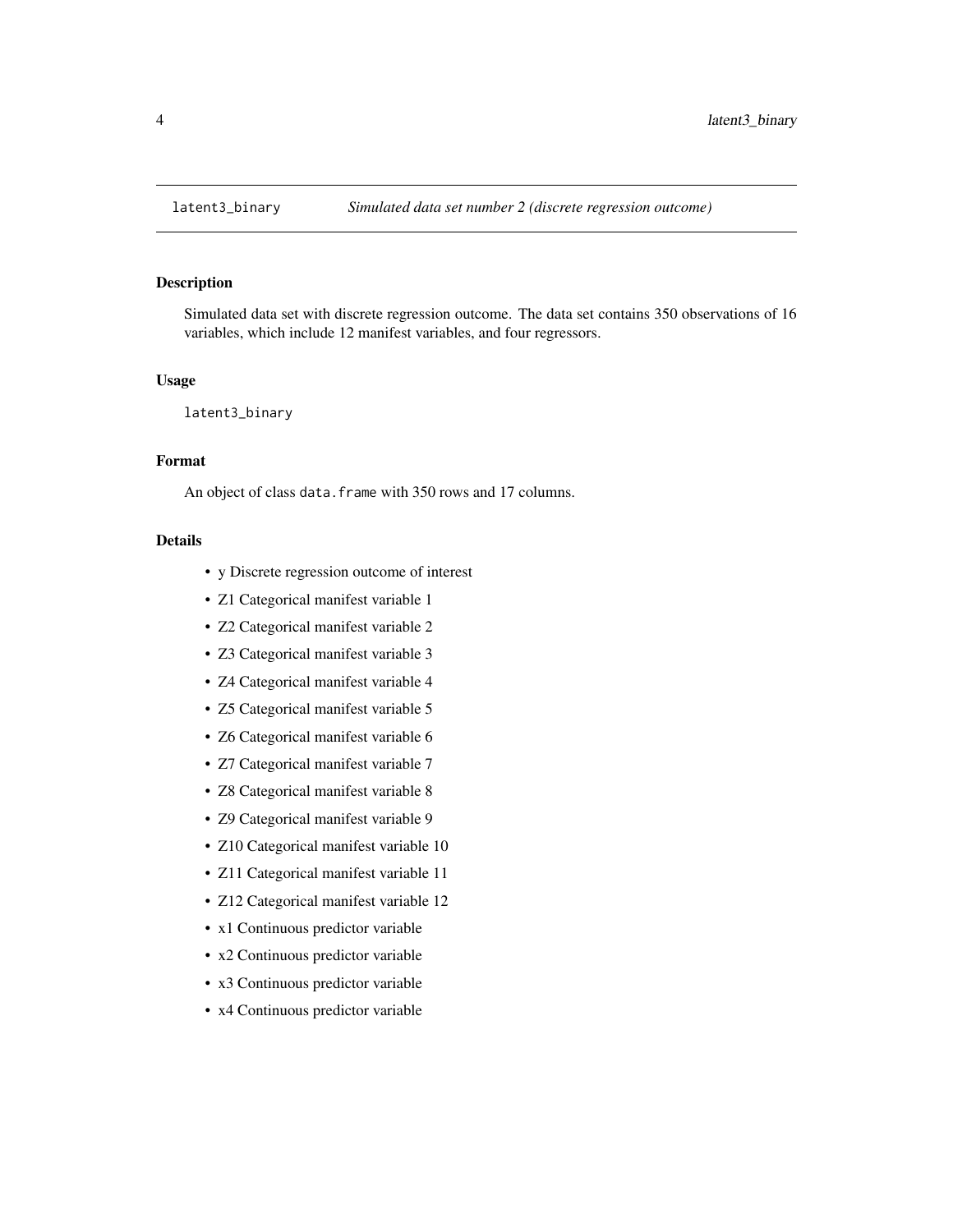latent3_binary    *Simulated data set number 2 (discrete regression outcome)*

## Description

Simulated data set with discrete regression outcome. The data set contains 350 observations of 16 variables, which include 12 manifest variables, and four regressors.

## Usage

```
latent3_binary
```

## Format

An object of class `data.frame` with 350 rows and 17 columns.

## Details

- y Discrete regression outcome of interest
- Z1 Categorical manifest variable 1
- Z2 Categorical manifest variable 2
- Z3 Categorical manifest variable 3
- Z4 Categorical manifest variable 4
- Z5 Categorical manifest variable 5
- Z6 Categorical manifest variable 6
- Z7 Categorical manifest variable 7
- Z8 Categorical manifest variable 8
- Z9 Categorical manifest variable 9
- Z10 Categorical manifest variable 10
- Z11 Categorical manifest variable 11
- Z12 Categorical manifest variable 12
- x1 Continuous predictor variable
- x2 Continuous predictor variable
- x3 Continuous predictor variable
- x4 Continuous predictor variable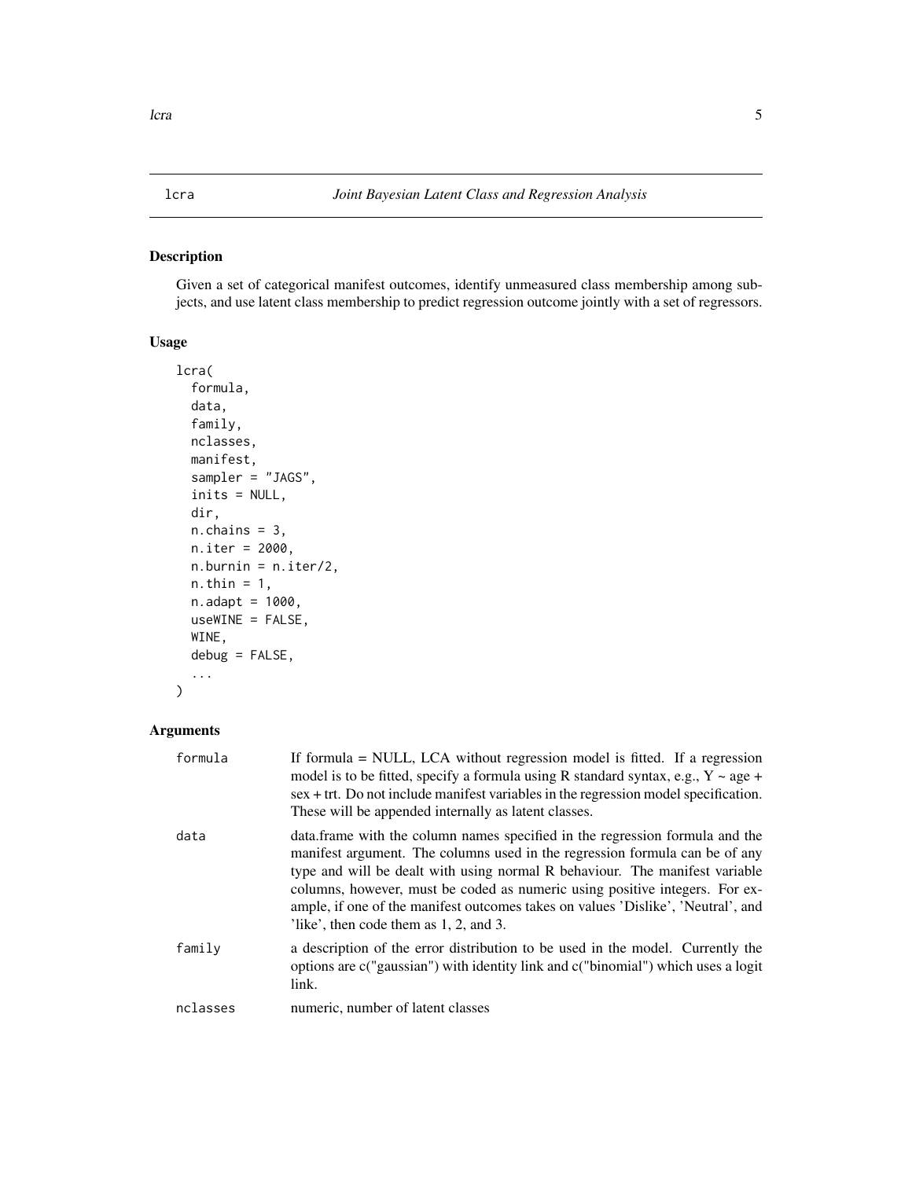# lcra — *Joint Bayesian Latent Class and Regression Analysis*

## Description

Given a set of categorical manifest outcomes, identify unmeasured class membership among subjects, and use latent class membership to predict regression outcome jointly with a set of regressors.

## Usage

```
lcra(
  formula,
  data,
  family,
  nclasses,
  manifest,
  sampler = "JAGS",
  inits = NULL,
  dir,
  n.chains = 3,
  n.iter = 2000,
  n.burnin = n.iter/2,
  n.thin = 1,
  n.adapt = 1000,
  useWINE = FALSE,
  WINE,
  debug = FALSE,
  ...
)
```

## Arguments

| | |
|---|---|
| `formula` | If formula = NULL, LCA without regression model is fitted. If a regression model is to be fitted, specify a formula using R standard syntax, e.g., Y ~ age + sex + trt. Do not include manifest variables in the regression model specification. These will be appended internally as latent classes. |
| `data` | data.frame with the column names specified in the regression formula and the manifest argument. The columns used in the regression formula can be of any type and will be dealt with using normal R behaviour. The manifest variable columns, however, must be coded as numeric using positive integers. For example, if one of the manifest outcomes takes on values 'Dislike', 'Neutral', and 'like', then code them as 1, 2, and 3. |
| `family` | a description of the error distribution to be used in the model. Currently the options are c("gaussian") with identity link and c("binomial") which uses a logit link. |
| `nclasses` | numeric, number of latent classes |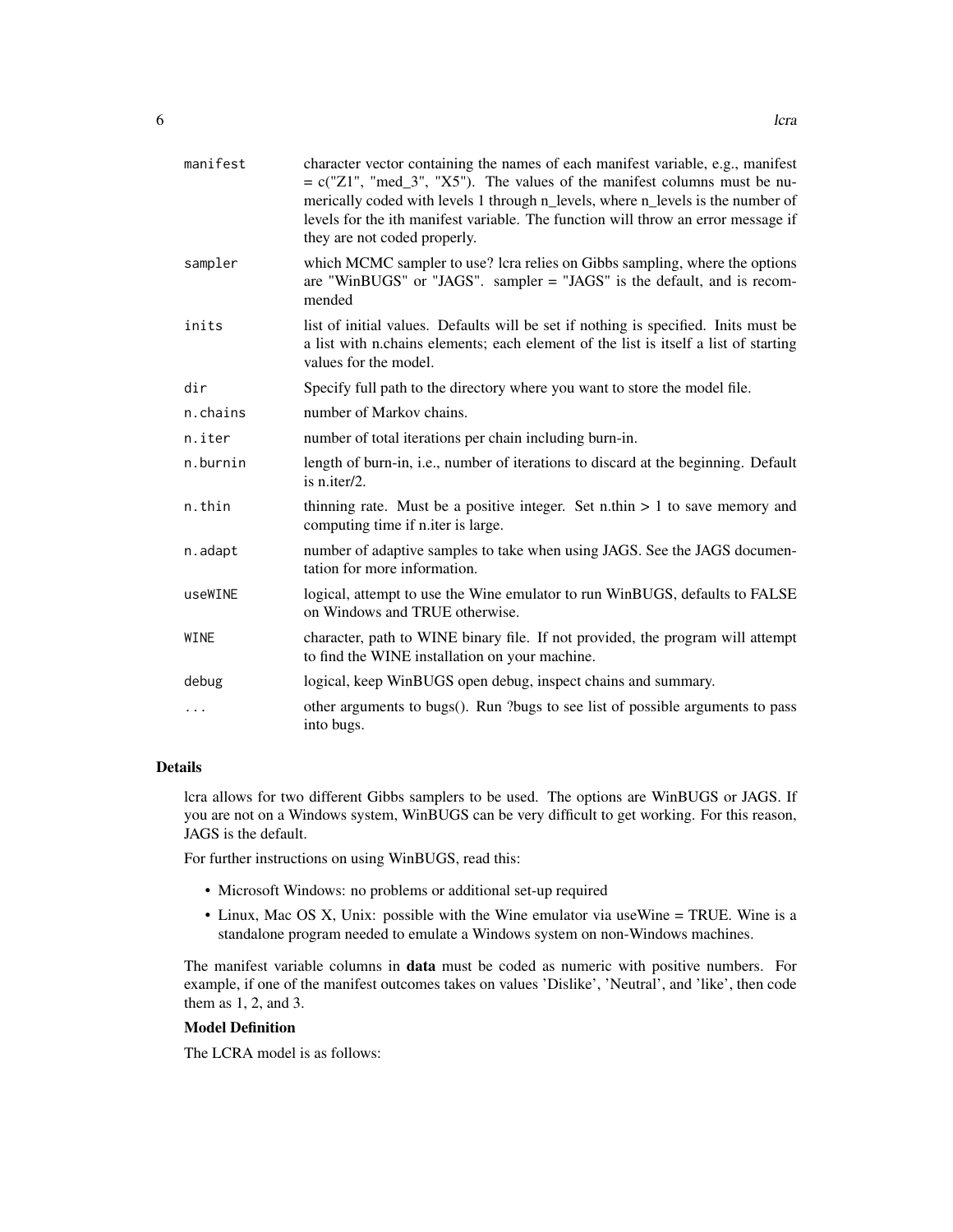| | |
|---|---|
| manifest | character vector containing the names of each manifest variable, e.g., manifest = c("Z1", "med_3", "X5"). The values of the manifest columns must be numerically coded with levels 1 through n_levels, where n_levels is the number of levels for the ith manifest variable. The function will throw an error message if they are not coded properly. |
| sampler | which MCMC sampler to use? lcra relies on Gibbs sampling, where the options are "WinBUGS" or "JAGS". sampler = "JAGS" is the default, and is recommended |
| inits | list of initial values. Defaults will be set if nothing is specified. Inits must be a list with n.chains elements; each element of the list is itself a list of starting values for the model. |
| dir | Specify full path to the directory where you want to store the model file. |
| n.chains | number of Markov chains. |
| n.iter | number of total iterations per chain including burn-in. |
| n.burnin | length of burn-in, i.e., number of iterations to discard at the beginning. Default is n.iter/2. |
| n.thin | thinning rate. Must be a positive integer. Set n.thin > 1 to save memory and computing time if n.iter is large. |
| n.adapt | number of adaptive samples to take when using JAGS. See the JAGS documentation for more information. |
| useWINE | logical, attempt to use the Wine emulator to run WinBUGS, defaults to FALSE on Windows and TRUE otherwise. |
| WINE | character, path to WINE binary file. If not provided, the program will attempt to find the WINE installation on your machine. |
| debug | logical, keep WinBUGS open debug, inspect chains and summary. |
| ... | other arguments to bugs(). Run ?bugs to see list of possible arguments to pass into bugs. |

## Details

lcra allows for two different Gibbs samplers to be used. The options are WinBUGS or JAGS. If you are not on a Windows system, WinBUGS can be very difficult to get working. For this reason, JAGS is the default.

For further instructions on using WinBUGS, read this:

- Microsoft Windows: no problems or additional set-up required
- Linux, Mac OS X, Unix: possible with the Wine emulator via useWine = TRUE. Wine is a standalone program needed to emulate a Windows system on non-Windows machines.

The manifest variable columns in **data** must be coded as numeric with positive numbers. For example, if one of the manifest outcomes takes on values 'Dislike', 'Neutral', and 'like', then code them as 1, 2, and 3.

### Model Definition

The LCRA model is as follows: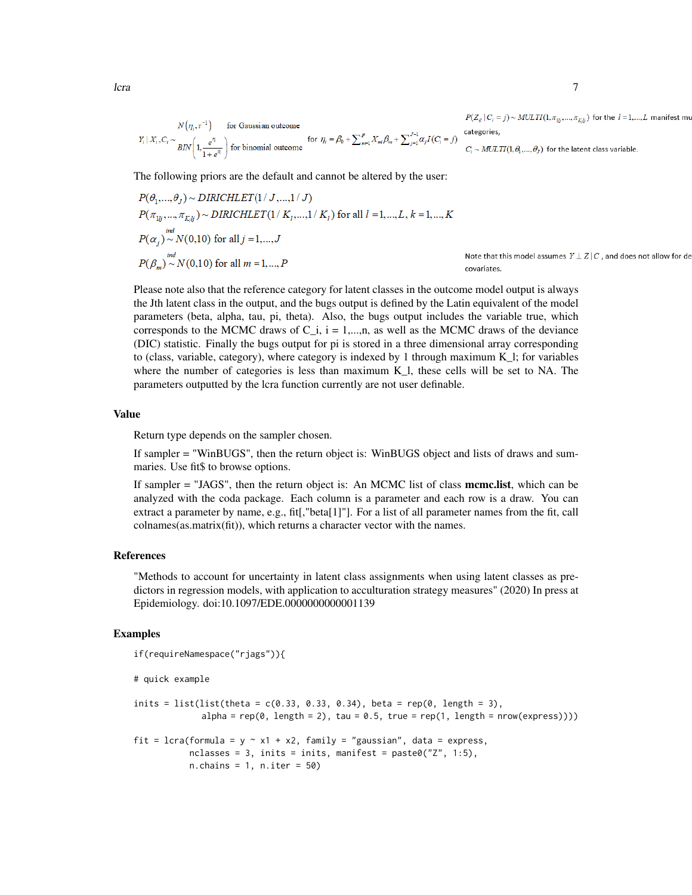$$Y_i \mid X_i, C_i \sim \begin{cases} N(\eta_i, \tau^{-1}) & \text{for Gaussian outcome} \\ BIN\left(1, \frac{e^{\eta_i}}{1+e^{\eta_i}}\right) & \text{for binomial outcome} \end{cases} \quad \text{for } \eta_i = \beta_0 + \sum_{m=1}^{P} X_m \beta_m + \sum_{j=1}^{J-1} \alpha_j I(C_i = j)$$

$P(Z_{il} \mid C_i = j) \sim MULTI(1, \pi_{1lj}, \ldots, \pi_{K_l lj})$ for the $l = 1, \ldots, L$ manifest mu categories,

$C_i \sim MULTI(1, \theta_1, \ldots, \theta_J)$ for the latent class variable.

The following priors are the default and cannot be altered by the user:

$$P(\theta_1, \ldots, \theta_J) \sim DIRICHLET(1/J, \ldots, 1/J)$$

$$P(\pi_{1lj}, \ldots, \pi_{K_l lj}) \sim DIRICHLET(1/K_l, \ldots, 1/K_l) \text{ for all } l = 1, \ldots, L,\ k = 1, \ldots, K$$

$$P(\alpha_j) \overset{ind}{\sim} N(0, 10) \text{ for all } j = 1, \ldots, J$$

$$P(\beta_m) \overset{ind}{\sim} N(0, 10) \text{ for all } m = 1, \ldots, P$$

Note that this model assumes $Y \perp Z \mid C$, and does not allow for de covariates.

Please note also that the reference category for latent classes in the outcome model output is always the Jth latent class in the output, and the bugs output is defined by the Latin equivalent of the model parameters (beta, alpha, tau, pi, theta). Also, the bugs output includes the variable true, which corresponds to the MCMC draws of C_i, i = 1,...,n, as well as the MCMC draws of the deviance (DIC) statistic. Finally the bugs output for pi is stored in a three dimensional array corresponding to (class, variable, category), where category is indexed by 1 through maximum K_l; for variables where the number of categories is less than maximum K_l, these cells will be set to NA. The parameters outputted by the lcra function currently are not user definable.

## Value

Return type depends on the sampler chosen.

If sampler = "WinBUGS", then the return object is: WinBUGS object and lists of draws and summaries. Use fit$ to browse options.

If sampler = "JAGS", then the return object is: An MCMC list of class **mcmc.list**, which can be analyzed with the coda package. Each column is a parameter and each row is a draw. You can extract a parameter by name, e.g., fit[,"beta[1]"]. For a list of all parameter names from the fit, call colnames(as.matrix(fit)), which returns a character vector with the names.

## References

"Methods to account for uncertainty in latent class assignments when using latent classes as predictors in regression models, with application to acculturation strategy measures" (2020) In press at Epidemiology. doi:10.1097/EDE.0000000000001139

## Examples

```
if(requireNamespace("rjags")){

# quick example

inits = list(list(theta = c(0.33, 0.33, 0.34), beta = rep(0, length = 3),
             alpha = rep(0, length = 2), tau = 0.5, true = rep(1, length = nrow(express))))

fit = lcra(formula = y ~ x1 + x2, family = "gaussian", data = express,
           nclasses = 3, inits = inits, manifest = paste0("Z", 1:5),
           n.chains = 1, n.iter = 50)
```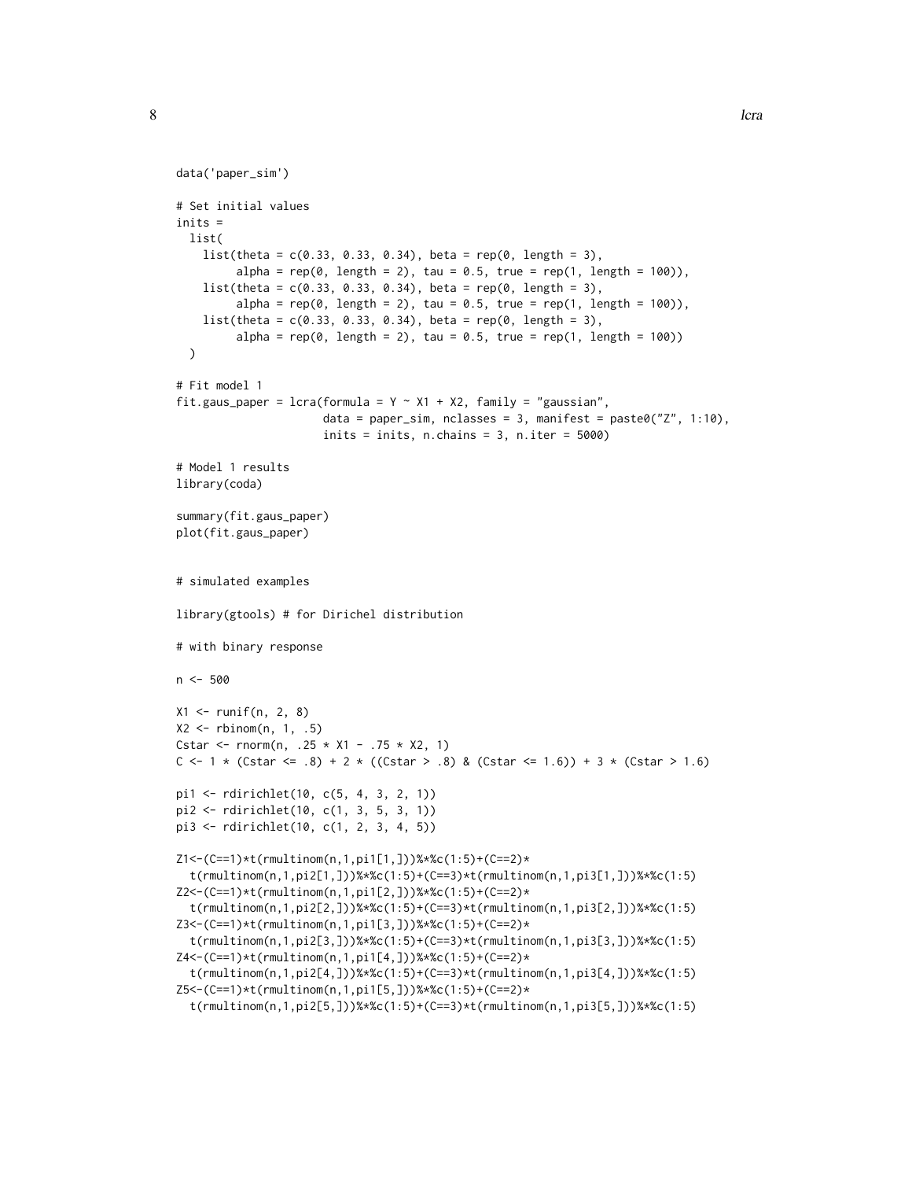```
data('paper_sim')

# Set initial values
inits =
  list(
    list(theta = c(0.33, 0.33, 0.34), beta = rep(0, length = 3),
         alpha = rep(0, length = 2), tau = 0.5, true = rep(1, length = 100)),
    list(theta = c(0.33, 0.33, 0.34), beta = rep(0, length = 3),
         alpha = rep(0, length = 2), tau = 0.5, true = rep(1, length = 100)),
    list(theta = c(0.33, 0.33, 0.34), beta = rep(0, length = 3),
         alpha = rep(0, length = 2), tau = 0.5, true = rep(1, length = 100))
  )

# Fit model 1
fit.gaus_paper = lcra(formula = Y ~ X1 + X2, family = "gaussian",
                      data = paper_sim, nclasses = 3, manifest = paste0("Z", 1:10),
                      inits = inits, n.chains = 3, n.iter = 5000)

# Model 1 results
library(coda)

summary(fit.gaus_paper)
plot(fit.gaus_paper)


# simulated examples

library(gtools) # for Dirichel distribution

# with binary response

n <- 500

X1 <- runif(n, 2, 8)
X2 <- rbinom(n, 1, .5)
Cstar <- rnorm(n, .25 * X1 - .75 * X2, 1)
C <- 1 * (Cstar <= .8) + 2 * ((Cstar > .8) & (Cstar <= 1.6)) + 3 * (Cstar > 1.6)

pi1 <- rdirichlet(10, c(5, 4, 3, 2, 1))
pi2 <- rdirichlet(10, c(1, 3, 5, 3, 1))
pi3 <- rdirichlet(10, c(1, 2, 3, 4, 5))

Z1<-(C==1)*t(rmultinom(n,1,pi1[1,]))%*%c(1:5)+(C==2)*
  t(rmultinom(n,1,pi2[1,]))%*%c(1:5)+(C==3)*t(rmultinom(n,1,pi3[1,]))%*%c(1:5)
Z2<-(C==1)*t(rmultinom(n,1,pi1[2,]))%*%c(1:5)+(C==2)*
  t(rmultinom(n,1,pi2[2,]))%*%c(1:5)+(C==3)*t(rmultinom(n,1,pi3[2,]))%*%c(1:5)
Z3<-(C==1)*t(rmultinom(n,1,pi1[3,]))%*%c(1:5)+(C==2)*
  t(rmultinom(n,1,pi2[3,]))%*%c(1:5)+(C==3)*t(rmultinom(n,1,pi3[3,]))%*%c(1:5)
Z4<-(C==1)*t(rmultinom(n,1,pi1[4,]))%*%c(1:5)+(C==2)*
  t(rmultinom(n,1,pi2[4,]))%*%c(1:5)+(C==3)*t(rmultinom(n,1,pi3[4,]))%*%c(1:5)
Z5<-(C==1)*t(rmultinom(n,1,pi1[5,]))%*%c(1:5)+(C==2)*
  t(rmultinom(n,1,pi2[5,]))%*%c(1:5)+(C==3)*t(rmultinom(n,1,pi3[5,]))%*%c(1:5)
```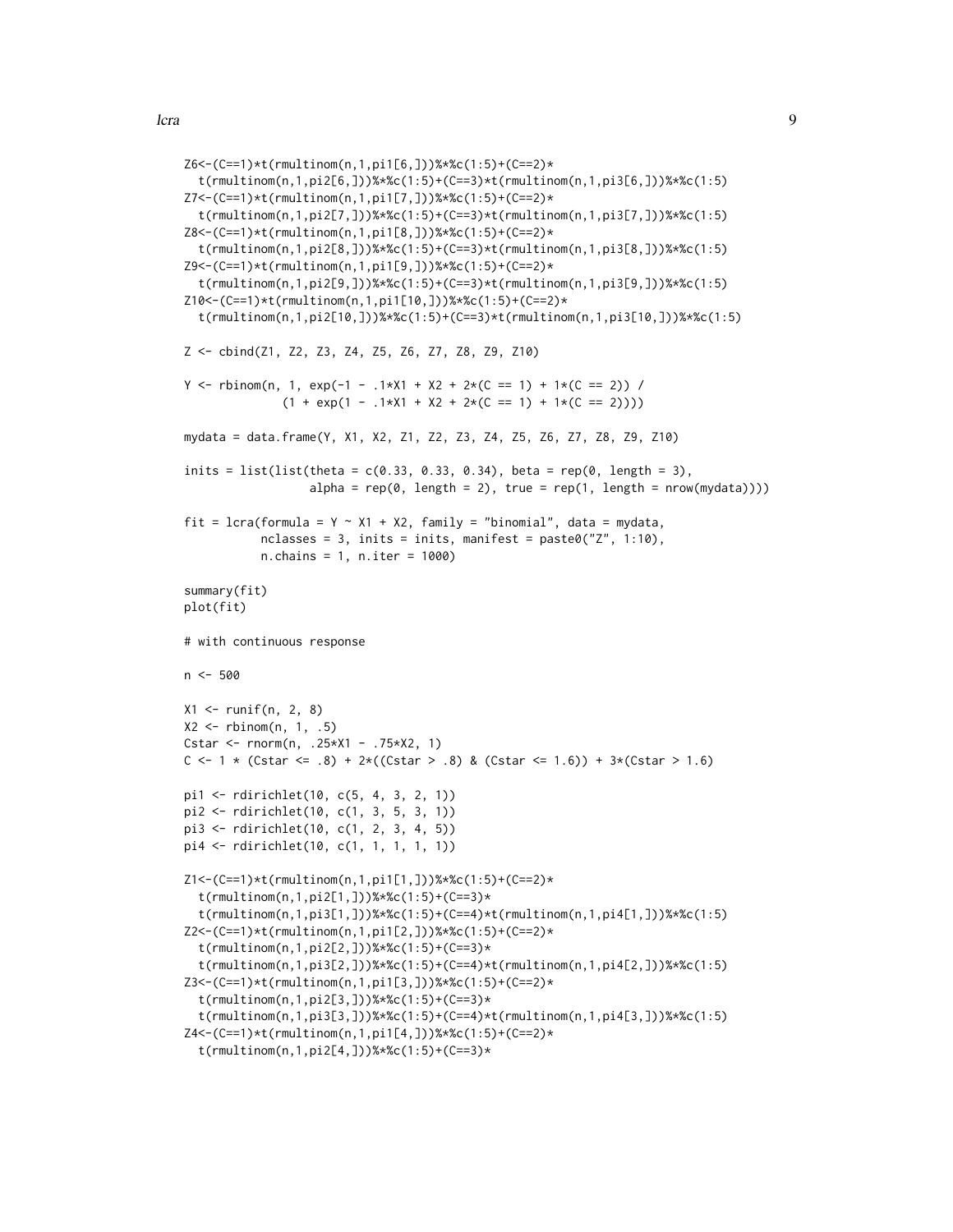```
Z6<-(C==1)*t(rmultinom(n,1,pi1[6,]))%*%c(1:5)+(C==2)*
  t(rmultinom(n,1,pi2[6,]))%*%c(1:5)+(C==3)*t(rmultinom(n,1,pi3[6,]))%*%c(1:5)
Z7<-(C==1)*t(rmultinom(n,1,pi1[7,]))%*%c(1:5)+(C==2)*
  t(rmultinom(n,1,pi2[7,]))%*%c(1:5)+(C==3)*t(rmultinom(n,1,pi3[7,]))%*%c(1:5)
Z8<-(C==1)*t(rmultinom(n,1,pi1[8,]))%*%c(1:5)+(C==2)*
  t(rmultinom(n,1,pi2[8,]))%*%c(1:5)+(C==3)*t(rmultinom(n,1,pi3[8,]))%*%c(1:5)
Z9<-(C==1)*t(rmultinom(n,1,pi1[9,]))%*%c(1:5)+(C==2)*
  t(rmultinom(n,1,pi2[9,]))%*%c(1:5)+(C==3)*t(rmultinom(n,1,pi3[9,]))%*%c(1:5)
Z10<-(C==1)*t(rmultinom(n,1,pi1[10,]))%*%c(1:5)+(C==2)*
  t(rmultinom(n,1,pi2[10,]))%*%c(1:5)+(C==3)*t(rmultinom(n,1,pi3[10,]))%*%c(1:5)

Z <- cbind(Z1, Z2, Z3, Z4, Z5, Z6, Z7, Z8, Z9, Z10)

Y <- rbinom(n, 1, exp(-1 - .1*X1 + X2 + 2*(C == 1) + 1*(C == 2)) /
              (1 + exp(1 - .1*X1 + X2 + 2*(C == 1) + 1*(C == 2))))

mydata = data.frame(Y, X1, X2, Z1, Z2, Z3, Z4, Z5, Z6, Z7, Z8, Z9, Z10)

inits = list(list(theta = c(0.33, 0.33, 0.34), beta = rep(0, length = 3),
                  alpha = rep(0, length = 2), true = rep(1, length = nrow(mydata))))

fit = lcra(formula = Y ~ X1 + X2, family = "binomial", data = mydata,
           nclasses = 3, inits = inits, manifest = paste0("Z", 1:10),
           n.chains = 1, n.iter = 1000)

summary(fit)
plot(fit)

# with continuous response

n <- 500

X1 <- runif(n, 2, 8)
X2 <- rbinom(n, 1, .5)
Cstar <- rnorm(n, .25*X1 - .75*X2, 1)
C <- 1 * (Cstar <= .8) + 2*((Cstar > .8) & (Cstar <= 1.6)) + 3*(Cstar > 1.6)

pi1 <- rdirichlet(10, c(5, 4, 3, 2, 1))
pi2 <- rdirichlet(10, c(1, 3, 5, 3, 1))
pi3 <- rdirichlet(10, c(1, 2, 3, 4, 5))
pi4 <- rdirichlet(10, c(1, 1, 1, 1, 1))

Z1<-(C==1)*t(rmultinom(n,1,pi1[1,]))%*%c(1:5)+(C==2)*
  t(rmultinom(n,1,pi2[1,]))%*%c(1:5)+(C==3)*
  t(rmultinom(n,1,pi3[1,]))%*%c(1:5)+(C==4)*t(rmultinom(n,1,pi4[1,]))%*%c(1:5)
Z2<-(C==1)*t(rmultinom(n,1,pi1[2,]))%*%c(1:5)+(C==2)*
  t(rmultinom(n,1,pi2[2,]))%*%c(1:5)+(C==3)*
  t(rmultinom(n,1,pi3[2,]))%*%c(1:5)+(C==4)*t(rmultinom(n,1,pi4[2,]))%*%c(1:5)
Z3<-(C==1)*t(rmultinom(n,1,pi1[3,]))%*%c(1:5)+(C==2)*
  t(rmultinom(n,1,pi2[3,]))%*%c(1:5)+(C==3)*
  t(rmultinom(n,1,pi3[3,]))%*%c(1:5)+(C==4)*t(rmultinom(n,1,pi4[3,]))%*%c(1:5)
Z4<-(C==1)*t(rmultinom(n,1,pi1[4,]))%*%c(1:5)+(C==2)*
  t(rmultinom(n,1,pi2[4,]))%*%c(1:5)+(C==3)*
```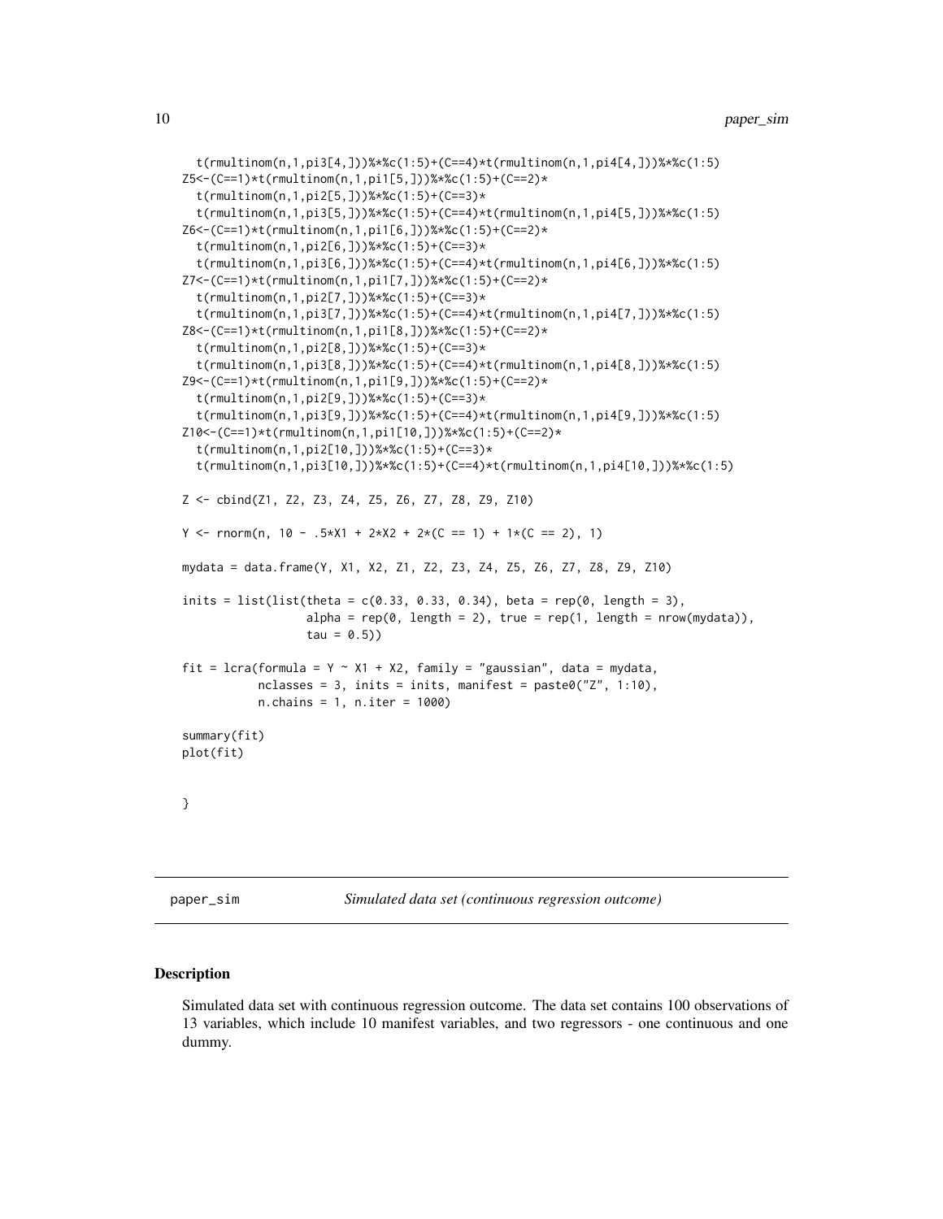```
  t(rmultinom(n,1,pi3[4,]))%*%c(1:5)+(C==4)*t(rmultinom(n,1,pi4[4,]))%*%c(1:5)
Z5<-(C==1)*t(rmultinom(n,1,pi1[5,]))%*%c(1:5)+(C==2)*
  t(rmultinom(n,1,pi2[5,]))%*%c(1:5)+(C==3)*
  t(rmultinom(n,1,pi3[5,]))%*%c(1:5)+(C==4)*t(rmultinom(n,1,pi4[5,]))%*%c(1:5)
Z6<-(C==1)*t(rmultinom(n,1,pi1[6,]))%*%c(1:5)+(C==2)*
  t(rmultinom(n,1,pi2[6,]))%*%c(1:5)+(C==3)*
  t(rmultinom(n,1,pi3[6,]))%*%c(1:5)+(C==4)*t(rmultinom(n,1,pi4[6,]))%*%c(1:5)
Z7<-(C==1)*t(rmultinom(n,1,pi1[7,]))%*%c(1:5)+(C==2)*
  t(rmultinom(n,1,pi2[7,]))%*%c(1:5)+(C==3)*
  t(rmultinom(n,1,pi3[7,]))%*%c(1:5)+(C==4)*t(rmultinom(n,1,pi4[7,]))%*%c(1:5)
Z8<-(C==1)*t(rmultinom(n,1,pi1[8,]))%*%c(1:5)+(C==2)*
  t(rmultinom(n,1,pi2[8,]))%*%c(1:5)+(C==3)*
  t(rmultinom(n,1,pi3[8,]))%*%c(1:5)+(C==4)*t(rmultinom(n,1,pi4[8,]))%*%c(1:5)
Z9<-(C==1)*t(rmultinom(n,1,pi1[9,]))%*%c(1:5)+(C==2)*
  t(rmultinom(n,1,pi2[9,]))%*%c(1:5)+(C==3)*
  t(rmultinom(n,1,pi3[9,]))%*%c(1:5)+(C==4)*t(rmultinom(n,1,pi4[9,]))%*%c(1:5)
Z10<-(C==1)*t(rmultinom(n,1,pi1[10,]))%*%c(1:5)+(C==2)*
  t(rmultinom(n,1,pi2[10,]))%*%c(1:5)+(C==3)*
  t(rmultinom(n,1,pi3[10,]))%*%c(1:5)+(C==4)*t(rmultinom(n,1,pi4[10,]))%*%c(1:5)

Z <- cbind(Z1, Z2, Z3, Z4, Z5, Z6, Z7, Z8, Z9, Z10)

Y <- rnorm(n, 10 - .5*X1 + 2*X2 + 2*(C == 1) + 1*(C == 2), 1)

mydata = data.frame(Y, X1, X2, Z1, Z2, Z3, Z4, Z5, Z6, Z7, Z8, Z9, Z10)

inits = list(list(theta = c(0.33, 0.33, 0.34), beta = rep(0, length = 3),
                  alpha = rep(0, length = 2), true = rep(1, length = nrow(mydata)),
                  tau = 0.5))

fit = lcra(formula = Y ~ X1 + X2, family = "gaussian", data = mydata,
           nclasses = 3, inits = inits, manifest = paste0("Z", 1:10),
           n.chains = 1, n.iter = 1000)

summary(fit)
plot(fit)


}
```

---

paper_sim    *Simulated data set (continuous regression outcome)*

---

## Description

Simulated data set with continuous regression outcome. The data set contains 100 observations of 13 variables, which include 10 manifest variables, and two regressors - one continuous and one dummy.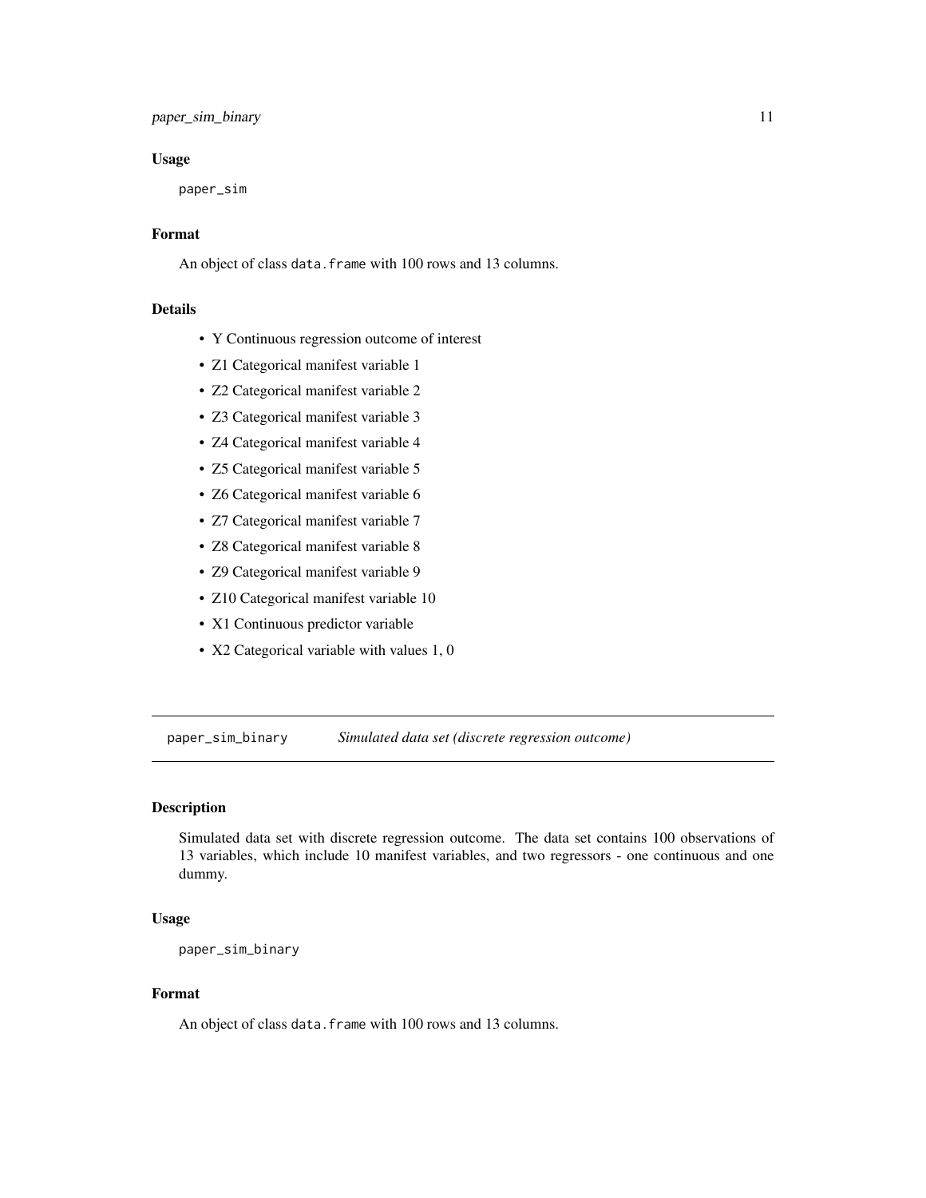## Usage

```
paper_sim
```

## Format

An object of class `data.frame` with 100 rows and 13 columns.

## Details

- Y Continuous regression outcome of interest
- Z1 Categorical manifest variable 1
- Z2 Categorical manifest variable 2
- Z3 Categorical manifest variable 3
- Z4 Categorical manifest variable 4
- Z5 Categorical manifest variable 5
- Z6 Categorical manifest variable 6
- Z7 Categorical manifest variable 7
- Z8 Categorical manifest variable 8
- Z9 Categorical manifest variable 9
- Z10 Categorical manifest variable 10
- X1 Continuous predictor variable
- X2 Categorical variable with values 1, 0

---

# paper_sim_binary    *Simulated data set (discrete regression outcome)*

## Description

Simulated data set with discrete regression outcome. The data set contains 100 observations of 13 variables, which include 10 manifest variables, and two regressors - one continuous and one dummy.

## Usage

```
paper_sim_binary
```

## Format

An object of class `data.frame` with 100 rows and 13 columns.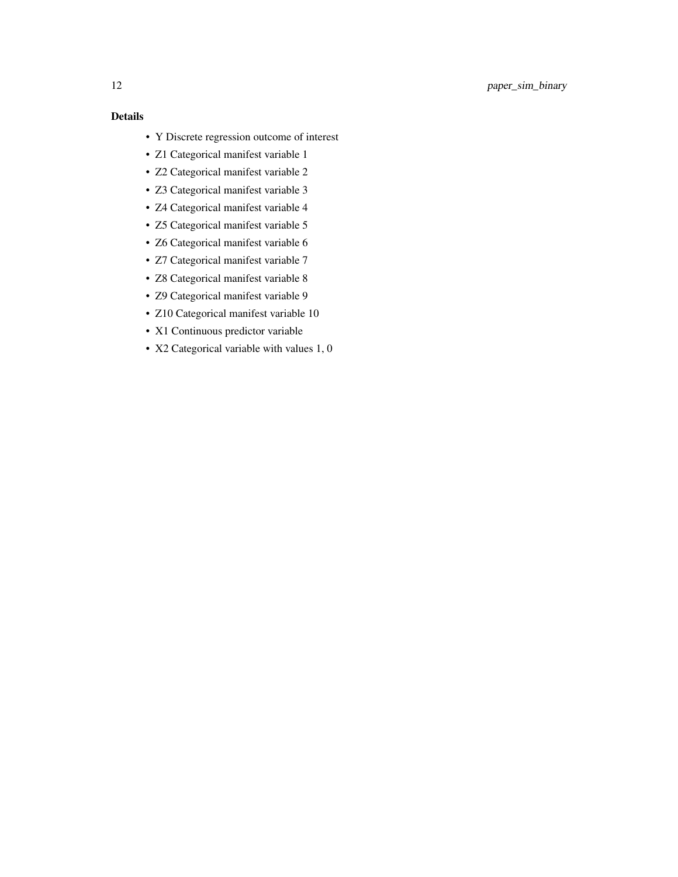### Details

- Y Discrete regression outcome of interest
- Z1 Categorical manifest variable 1
- Z2 Categorical manifest variable 2
- Z3 Categorical manifest variable 3
- Z4 Categorical manifest variable 4
- Z5 Categorical manifest variable 5
- Z6 Categorical manifest variable 6
- Z7 Categorical manifest variable 7
- Z8 Categorical manifest variable 8
- Z9 Categorical manifest variable 9
- Z10 Categorical manifest variable 10
- X1 Continuous predictor variable
- X2 Categorical variable with values 1, 0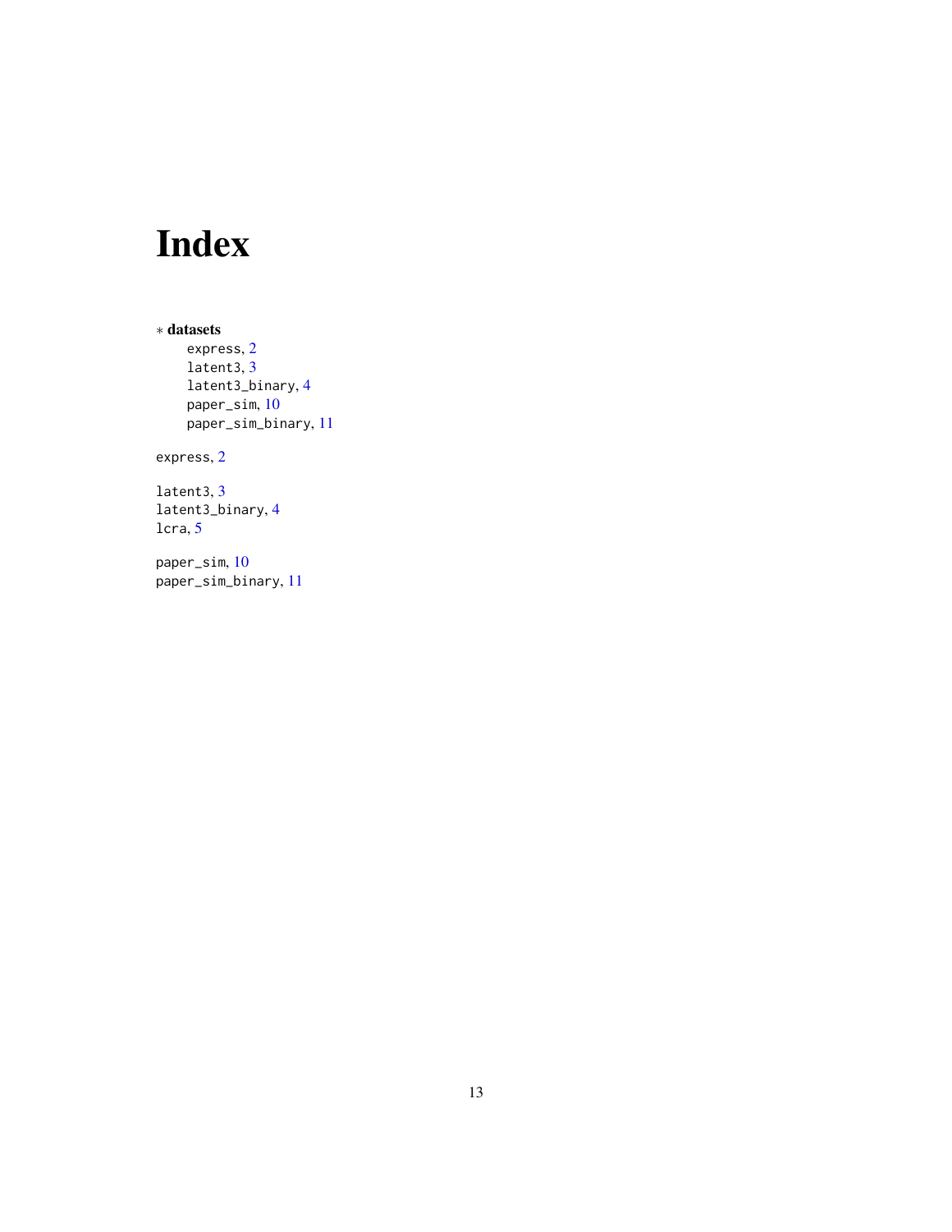# Index

∗ **datasets**

- express, 2
- latent3, 3
- latent3_binary, 4
- paper_sim, 10
- paper_sim_binary, 11

express, 2

latent3, 3
latent3_binary, 4
lcra, 5

paper_sim, 10
paper_sim_binary, 11